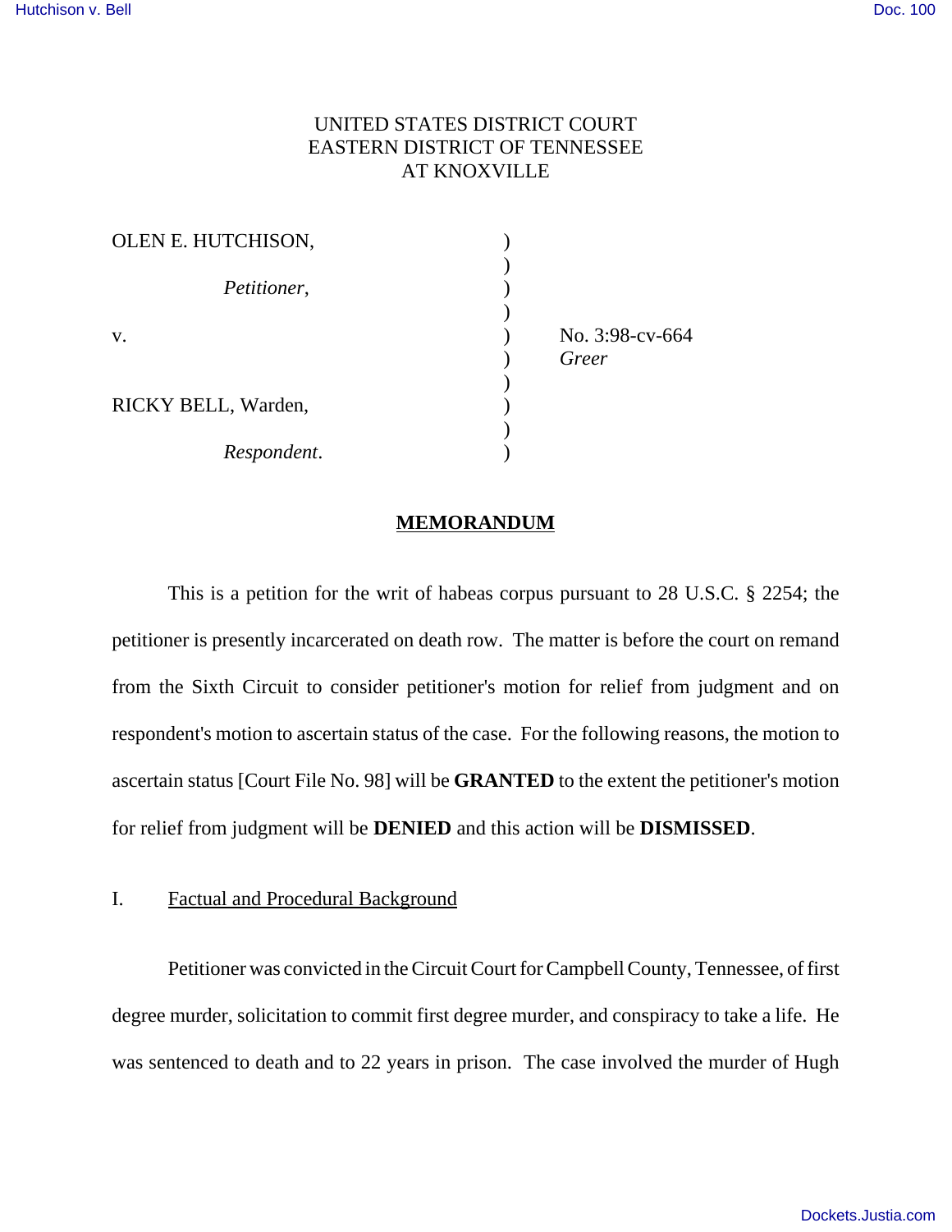UNITED STATES DISTRICT COURT
EASTERN DISTRICT OF TENNESSEE
AT KNOXVILLE

| | | |
|---|---|---|
| OLEN E. HUTCHISON, | ) | |
| | ) | |
| *Petitioner*, | ) | |
| | ) | |
| v. | ) | No. 3:98-cv-664 |
| | ) | *Greer* |
| | ) | |
| RICKY BELL, Warden, | ) | |
| | ) | |
| *Respondent*. | ) | |

## MEMORANDUM

This is a petition for the writ of habeas corpus pursuant to 28 U.S.C. § 2254; the petitioner is presently incarcerated on death row. The matter is before the court on remand from the Sixth Circuit to consider petitioner's motion for relief from judgment and on respondent's motion to ascertain status of the case. For the following reasons, the motion to ascertain status [Court File No. 98] will be **GRANTED** to the extent the petitioner's motion for relief from judgment will be **DENIED** and this action will be **DISMISSED**.

### I. Factual and Procedural Background

Petitioner was convicted in the Circuit Court for Campbell County, Tennessee, of first degree murder, solicitation to commit first degree murder, and conspiracy to take a life. He was sentenced to death and to 22 years in prison. The case involved the murder of Hugh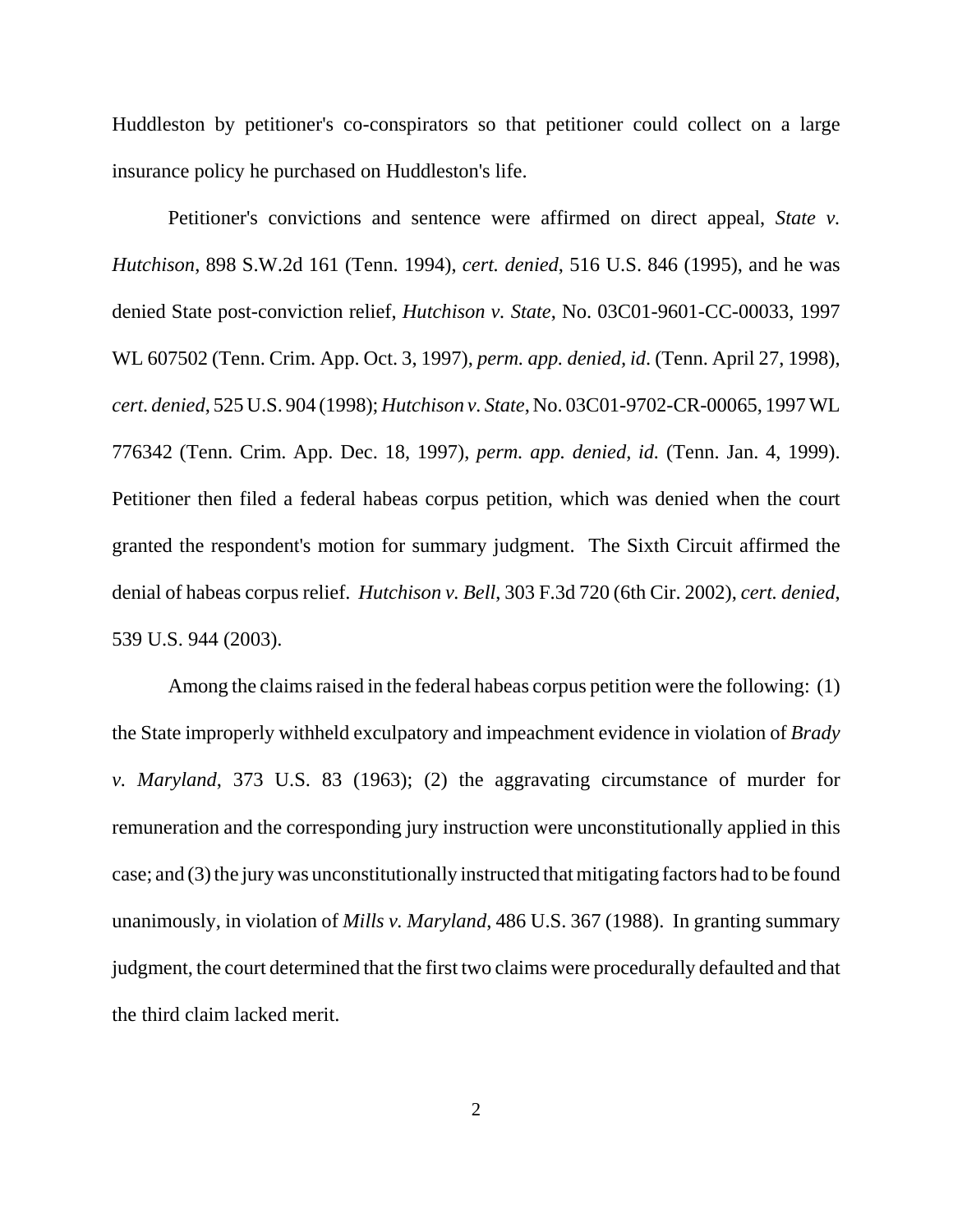Huddleston by petitioner's co-conspirators so that petitioner could collect on a large insurance policy he purchased on Huddleston's life.

Petitioner's convictions and sentence were affirmed on direct appeal, *State v. Hutchison*, 898 S.W.2d 161 (Tenn. 1994), *cert. denied*, 516 U.S. 846 (1995), and he was denied State post-conviction relief, *Hutchison v. State*, No. 03C01-9601-CC-00033, 1997 WL 607502 (Tenn. Crim. App. Oct. 3, 1997), *perm. app. denied*, *id*. (Tenn. April 27, 1998), *cert. denied*, 525 U.S. 904 (1998); *Hutchison v. State*, No. 03C01-9702-CR-00065, 1997 WL 776342 (Tenn. Crim. App. Dec. 18, 1997), *perm. app. denied, id.* (Tenn. Jan. 4, 1999). Petitioner then filed a federal habeas corpus petition, which was denied when the court granted the respondent's motion for summary judgment. The Sixth Circuit affirmed the denial of habeas corpus relief. *Hutchison v. Bell*, 303 F.3d 720 (6th Cir. 2002), *cert. denied*, 539 U.S. 944 (2003).

Among the claims raised in the federal habeas corpus petition were the following: (1) the State improperly withheld exculpatory and impeachment evidence in violation of *Brady v. Maryland*, 373 U.S. 83 (1963); (2) the aggravating circumstance of murder for remuneration and the corresponding jury instruction were unconstitutionally applied in this case; and (3) the jury was unconstitutionally instructed that mitigating factors had to be found unanimously, in violation of *Mills v. Maryland*, 486 U.S. 367 (1988). In granting summary judgment, the court determined that the first two claims were procedurally defaulted and that the third claim lacked merit.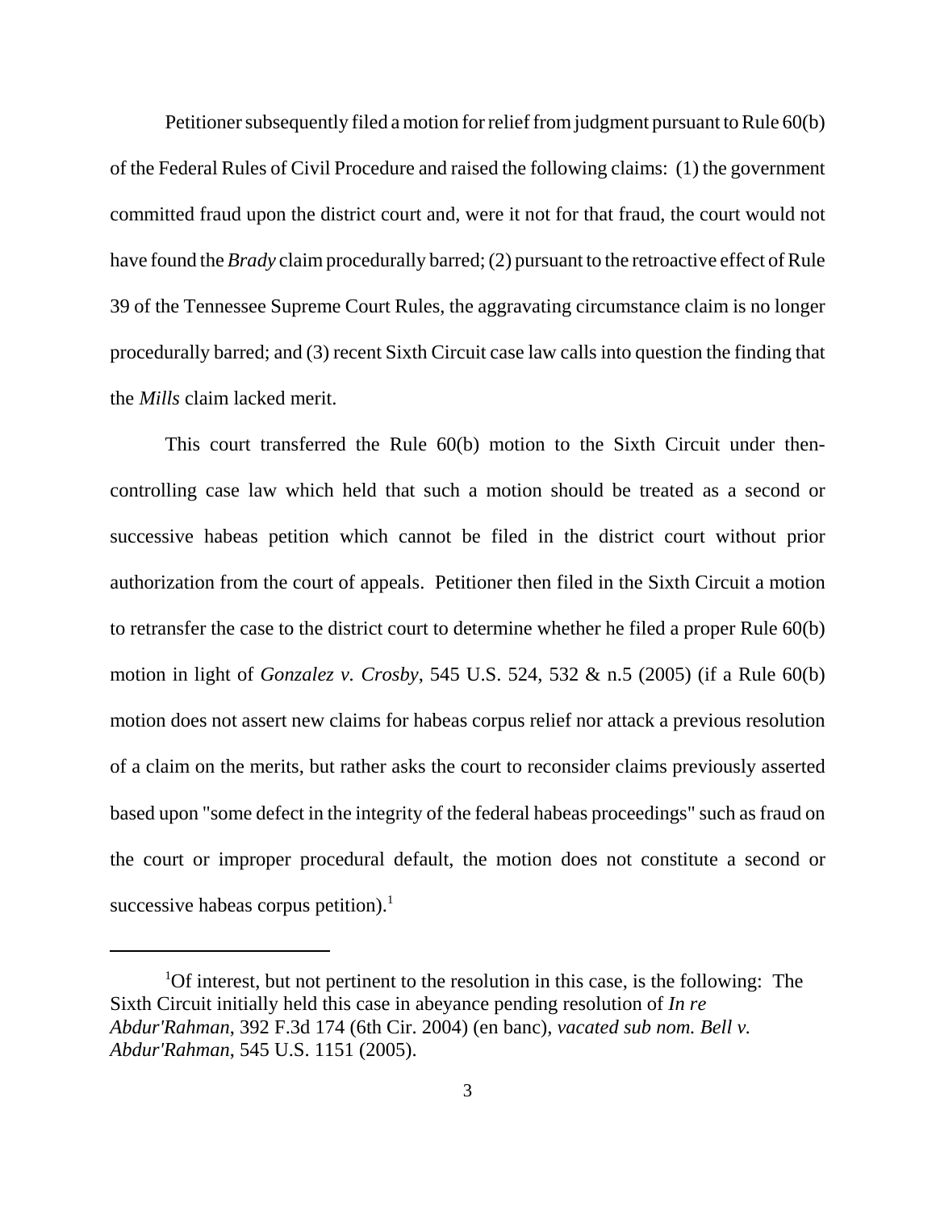Petitioner subsequently filed a motion for relief from judgment pursuant to Rule 60(b) of the Federal Rules of Civil Procedure and raised the following claims: (1) the government committed fraud upon the district court and, were it not for that fraud, the court would not have found the *Brady* claim procedurally barred; (2) pursuant to the retroactive effect of Rule 39 of the Tennessee Supreme Court Rules, the aggravating circumstance claim is no longer procedurally barred; and (3) recent Sixth Circuit case law calls into question the finding that the *Mills* claim lacked merit.

This court transferred the Rule 60(b) motion to the Sixth Circuit under then-controlling case law which held that such a motion should be treated as a second or successive habeas petition which cannot be filed in the district court without prior authorization from the court of appeals. Petitioner then filed in the Sixth Circuit a motion to retransfer the case to the district court to determine whether he filed a proper Rule 60(b) motion in light of *Gonzalez v. Crosby*, 545 U.S. 524, 532 & n.5 (2005) (if a Rule 60(b) motion does not assert new claims for habeas corpus relief nor attack a previous resolution of a claim on the merits, but rather asks the court to reconsider claims previously asserted based upon "some defect in the integrity of the federal habeas proceedings" such as fraud on the court or improper procedural default, the motion does not constitute a second or successive habeas corpus petition).[1]

---

[1]Of interest, but not pertinent to the resolution in this case, is the following: The Sixth Circuit initially held this case in abeyance pending resolution of *In re Abdur'Rahman*, 392 F.3d 174 (6th Cir. 2004) (en banc), *vacated sub nom. Bell v. Abdur'Rahman*, 545 U.S. 1151 (2005).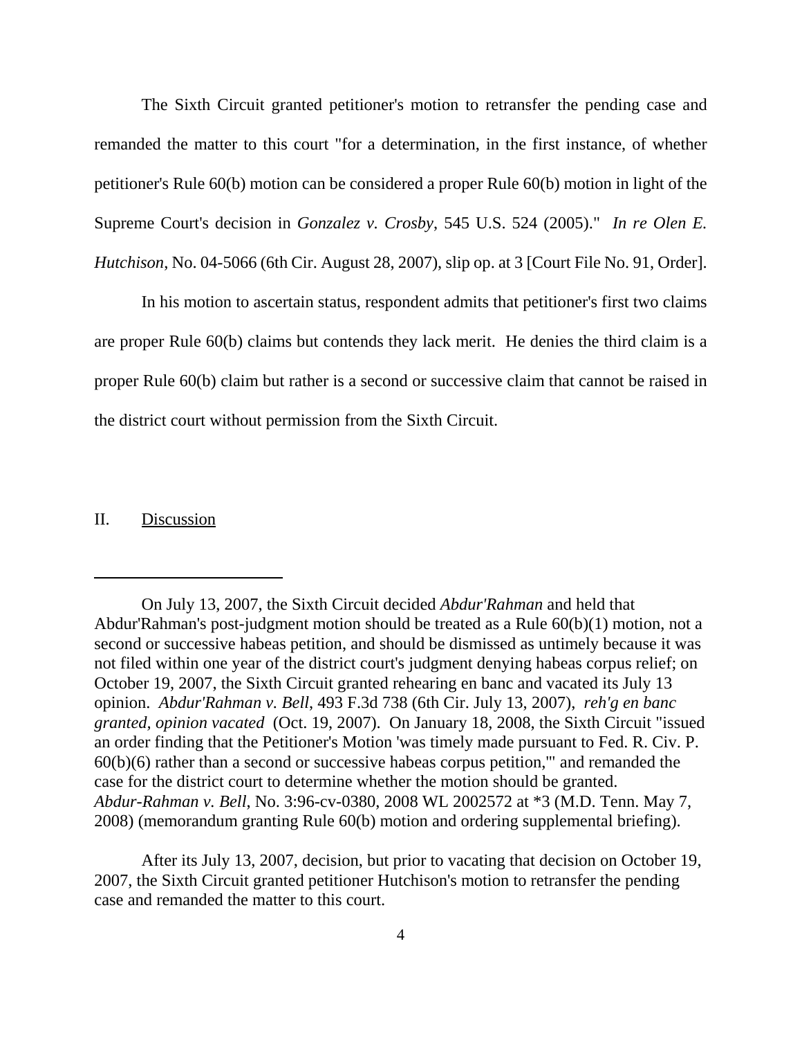The Sixth Circuit granted petitioner's motion to retransfer the pending case and remanded the matter to this court "for a determination, in the first instance, of whether petitioner's Rule 60(b) motion can be considered a proper Rule 60(b) motion in light of the Supreme Court's decision in *Gonzalez v. Crosby*, 545 U.S. 524 (2005)." *In re Olen E. Hutchison*, No. 04-5066 (6th Cir. August 28, 2007), slip op. at 3 [Court File No. 91, Order].

In his motion to ascertain status, respondent admits that petitioner's first two claims are proper Rule 60(b) claims but contends they lack merit. He denies the third claim is a proper Rule 60(b) claim but rather is a second or successive claim that cannot be raised in the district court without permission from the Sixth Circuit.

## II. Discussion

---

On July 13, 2007, the Sixth Circuit decided *Abdur'Rahman* and held that Abdur'Rahman's post-judgment motion should be treated as a Rule 60(b)(1) motion, not a second or successive habeas petition, and should be dismissed as untimely because it was not filed within one year of the district court's judgment denying habeas corpus relief; on October 19, 2007, the Sixth Circuit granted rehearing en banc and vacated its July 13 opinion. *Abdur'Rahman v. Bell*, 493 F.3d 738 (6th Cir. July 13, 2007), *reh'g en banc granted, opinion vacated* (Oct. 19, 2007). On January 18, 2008, the Sixth Circuit "issued an order finding that the Petitioner's Motion 'was timely made pursuant to Fed. R. Civ. P. 60(b)(6) rather than a second or successive habeas corpus petition,'" and remanded the case for the district court to determine whether the motion should be granted. *Abdur-Rahman v. Bell*, No. 3:96-cv-0380, 2008 WL 2002572 at *3 (M.D. Tenn. May 7, 2008) (memorandum granting Rule 60(b) motion and ordering supplemental briefing).

After its July 13, 2007, decision, but prior to vacating that decision on October 19, 2007, the Sixth Circuit granted petitioner Hutchison's motion to retransfer the pending case and remanded the matter to this court.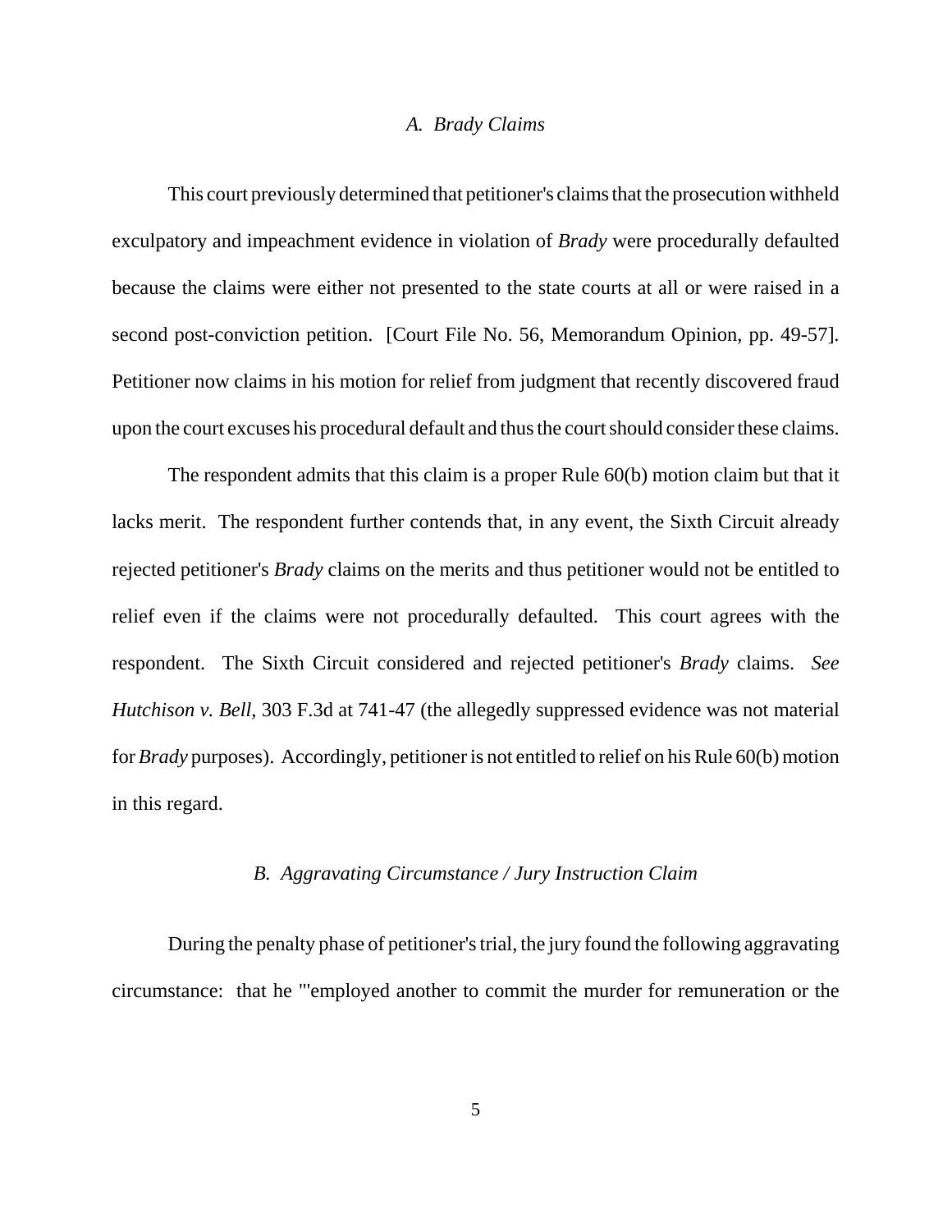### *A. Brady Claims*

This court previously determined that petitioner's claims that the prosecution withheld exculpatory and impeachment evidence in violation of *Brady* were procedurally defaulted because the claims were either not presented to the state courts at all or were raised in a second post-conviction petition. [Court File No. 56, Memorandum Opinion, pp. 49-57]. Petitioner now claims in his motion for relief from judgment that recently discovered fraud upon the court excuses his procedural default and thus the court should consider these claims.

The respondent admits that this claim is a proper Rule 60(b) motion claim but that it lacks merit. The respondent further contends that, in any event, the Sixth Circuit already rejected petitioner's *Brady* claims on the merits and thus petitioner would not be entitled to relief even if the claims were not procedurally defaulted. This court agrees with the respondent. The Sixth Circuit considered and rejected petitioner's *Brady* claims. *See Hutchison v. Bell*, 303 F.3d at 741-47 (the allegedly suppressed evidence was not material for *Brady* purposes). Accordingly, petitioner is not entitled to relief on his Rule 60(b) motion in this regard.

### *B. Aggravating Circumstance / Jury Instruction Claim*

During the penalty phase of petitioner's trial, the jury found the following aggravating circumstance: that he "'employed another to commit the murder for remuneration or the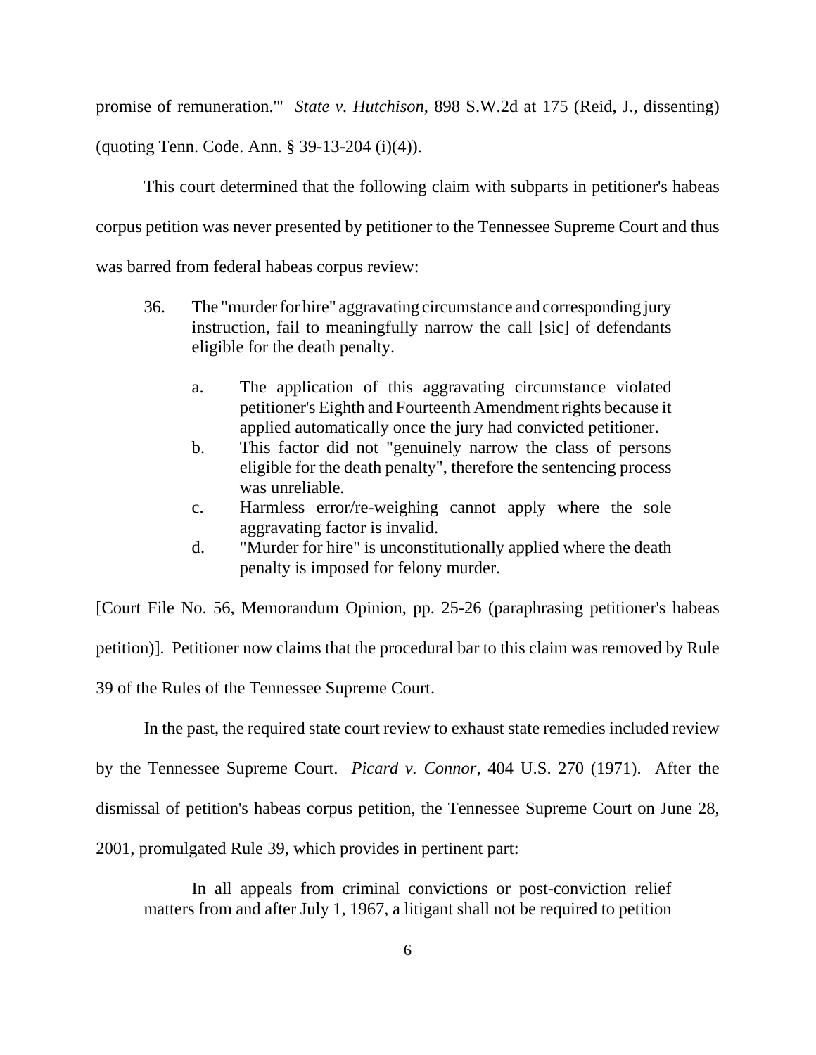promise of remuneration.'" *State v. Hutchison*, 898 S.W.2d at 175 (Reid, J., dissenting) (quoting Tenn. Code. Ann. § 39-13-204 (i)(4)).

This court determined that the following claim with subparts in petitioner's habeas corpus petition was never presented by petitioner to the Tennessee Supreme Court and thus was barred from federal habeas corpus review:

> 36. The "murder for hire" aggravating circumstance and corresponding jury instruction, fail to meaningfully narrow the call [sic] of defendants eligible for the death penalty.
>
> a. The application of this aggravating circumstance violated petitioner's Eighth and Fourteenth Amendment rights because it applied automatically once the jury had convicted petitioner.
>
> b. This factor did not "genuinely narrow the class of persons eligible for the death penalty", therefore the sentencing process was unreliable.
>
> c. Harmless error/re-weighing cannot apply where the sole aggravating factor is invalid.
>
> d. "Murder for hire" is unconstitutionally applied where the death penalty is imposed for felony murder.

[Court File No. 56, Memorandum Opinion, pp. 25-26 (paraphrasing petitioner's habeas petition)]. Petitioner now claims that the procedural bar to this claim was removed by Rule 39 of the Rules of the Tennessee Supreme Court.

In the past, the required state court review to exhaust state remedies included review by the Tennessee Supreme Court. *Picard v. Connor*, 404 U.S. 270 (1971). After the dismissal of petition's habeas corpus petition, the Tennessee Supreme Court on June 28, 2001, promulgated Rule 39, which provides in pertinent part:

> In all appeals from criminal convictions or post-conviction relief matters from and after July 1, 1967, a litigant shall not be required to petition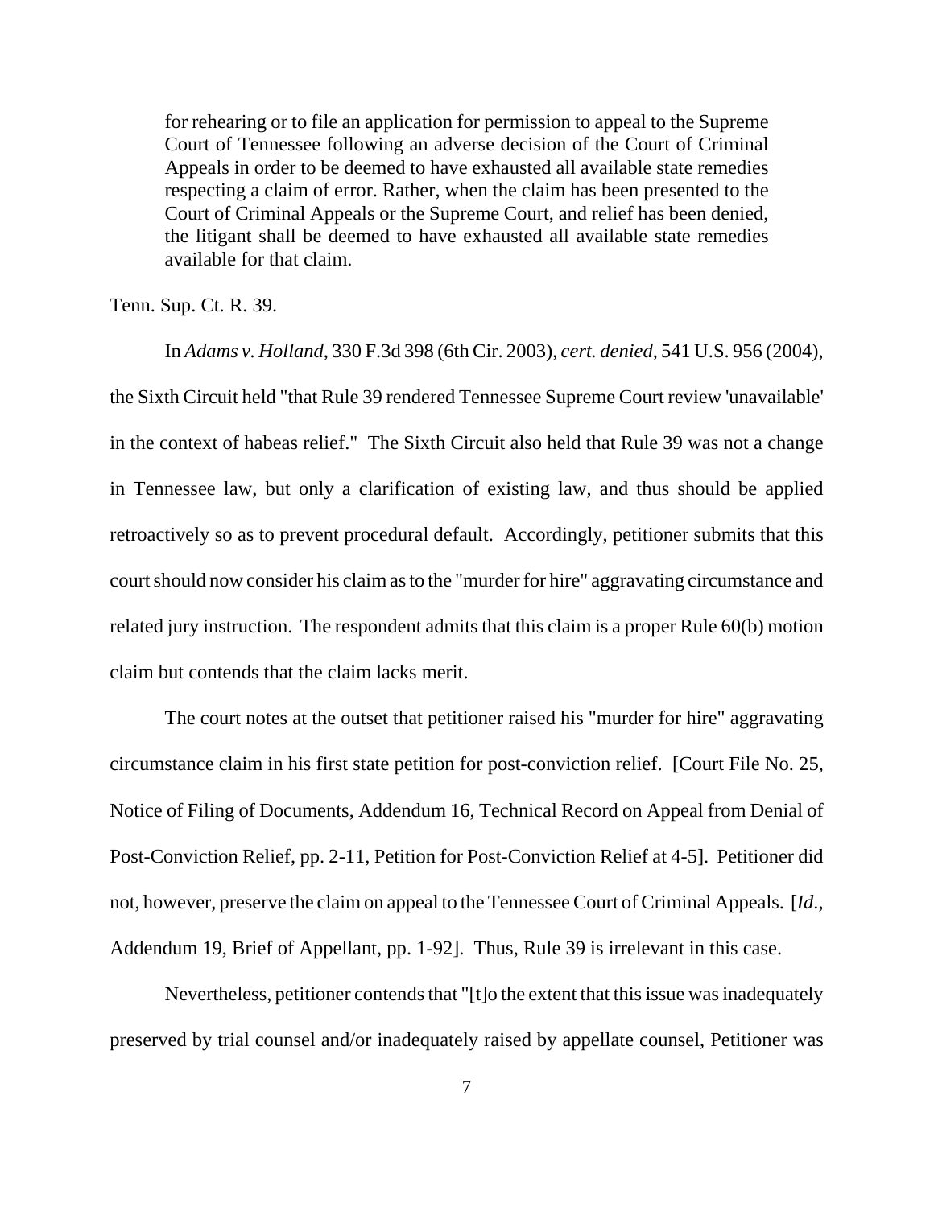> for rehearing or to file an application for permission to appeal to the Supreme Court of Tennessee following an adverse decision of the Court of Criminal Appeals in order to be deemed to have exhausted all available state remedies respecting a claim of error. Rather, when the claim has been presented to the Court of Criminal Appeals or the Supreme Court, and relief has been denied, the litigant shall be deemed to have exhausted all available state remedies available for that claim.

Tenn. Sup. Ct. R. 39.

In *Adams v. Holland*, 330 F.3d 398 (6th Cir. 2003), *cert. denied*, 541 U.S. 956 (2004), the Sixth Circuit held "that Rule 39 rendered Tennessee Supreme Court review 'unavailable' in the context of habeas relief." The Sixth Circuit also held that Rule 39 was not a change in Tennessee law, but only a clarification of existing law, and thus should be applied retroactively so as to prevent procedural default. Accordingly, petitioner submits that this court should now consider his claim as to the "murder for hire" aggravating circumstance and related jury instruction. The respondent admits that this claim is a proper Rule 60(b) motion claim but contends that the claim lacks merit.

The court notes at the outset that petitioner raised his "murder for hire" aggravating circumstance claim in his first state petition for post-conviction relief. [Court File No. 25, Notice of Filing of Documents, Addendum 16, Technical Record on Appeal from Denial of Post-Conviction Relief, pp. 2-11, Petition for Post-Conviction Relief at 4-5]. Petitioner did not, however, preserve the claim on appeal to the Tennessee Court of Criminal Appeals. [*Id.*, Addendum 19, Brief of Appellant, pp. 1-92]. Thus, Rule 39 is irrelevant in this case.

Nevertheless, petitioner contends that "[t]o the extent that this issue was inadequately preserved by trial counsel and/or inadequately raised by appellate counsel, Petitioner was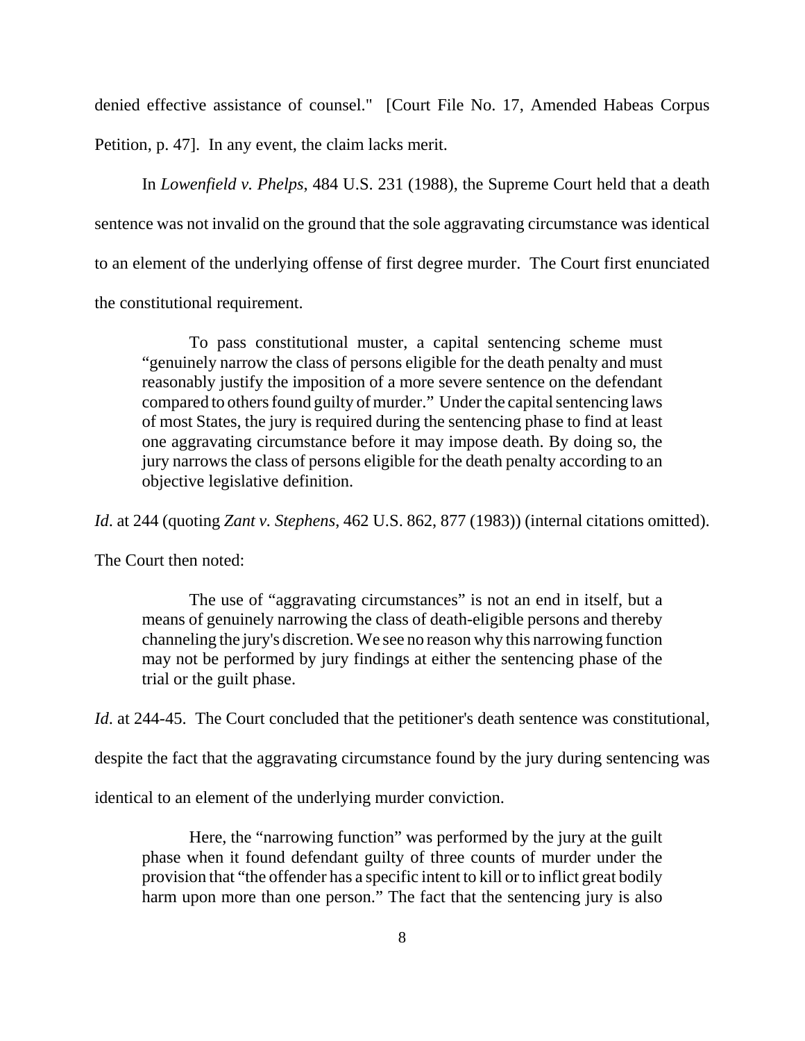denied effective assistance of counsel." [Court File No. 17, Amended Habeas Corpus Petition, p. 47]. In any event, the claim lacks merit.

In *Lowenfield v. Phelps*, 484 U.S. 231 (1988), the Supreme Court held that a death sentence was not invalid on the ground that the sole aggravating circumstance was identical to an element of the underlying offense of first degree murder. The Court first enunciated the constitutional requirement.

> To pass constitutional muster, a capital sentencing scheme must "genuinely narrow the class of persons eligible for the death penalty and must reasonably justify the imposition of a more severe sentence on the defendant compared to others found guilty of murder." Under the capital sentencing laws of most States, the jury is required during the sentencing phase to find at least one aggravating circumstance before it may impose death. By doing so, the jury narrows the class of persons eligible for the death penalty according to an objective legislative definition.

*Id*. at 244 (quoting *Zant v. Stephens*, 462 U.S. 862, 877 (1983)) (internal citations omitted).

The Court then noted:

> The use of "aggravating circumstances" is not an end in itself, but a means of genuinely narrowing the class of death-eligible persons and thereby channeling the jury's discretion. We see no reason why this narrowing function may not be performed by jury findings at either the sentencing phase of the trial or the guilt phase.

*Id*. at 244-45. The Court concluded that the petitioner's death sentence was constitutional, despite the fact that the aggravating circumstance found by the jury during sentencing was identical to an element of the underlying murder conviction.

> Here, the "narrowing function" was performed by the jury at the guilt phase when it found defendant guilty of three counts of murder under the provision that "the offender has a specific intent to kill or to inflict great bodily harm upon more than one person." The fact that the sentencing jury is also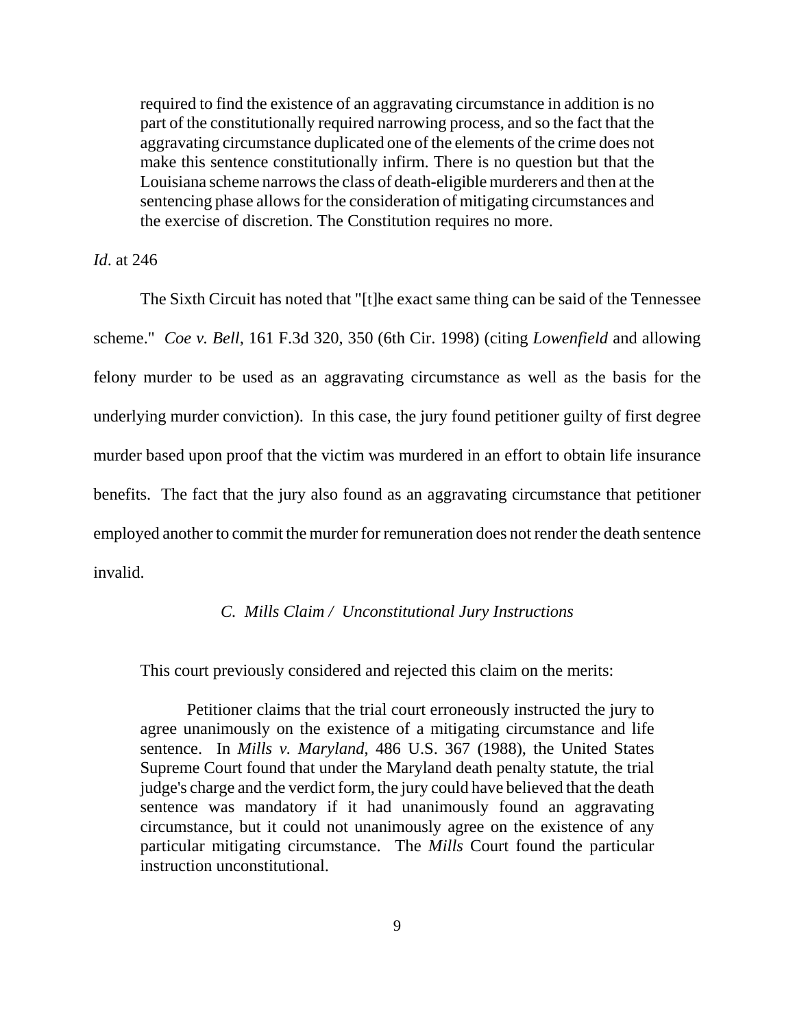> required to find the existence of an aggravating circumstance in addition is no part of the constitutionally required narrowing process, and so the fact that the aggravating circumstance duplicated one of the elements of the crime does not make this sentence constitutionally infirm. There is no question but that the Louisiana scheme narrows the class of death-eligible murderers and then at the sentencing phase allows for the consideration of mitigating circumstances and the exercise of discretion. The Constitution requires no more.

*Id*. at 246

The Sixth Circuit has noted that "[t]he exact same thing can be said of the Tennessee scheme." *Coe v. Bell*, 161 F.3d 320, 350 (6th Cir. 1998) (citing *Lowenfield* and allowing felony murder to be used as an aggravating circumstance as well as the basis for the underlying murder conviction). In this case, the jury found petitioner guilty of first degree murder based upon proof that the victim was murdered in an effort to obtain life insurance benefits. The fact that the jury also found as an aggravating circumstance that petitioner employed another to commit the murder for remuneration does not render the death sentence invalid.

### *C. Mills Claim / Unconstitutional Jury Instructions*

This court previously considered and rejected this claim on the merits:

> Petitioner claims that the trial court erroneously instructed the jury to agree unanimously on the existence of a mitigating circumstance and life sentence. In *Mills v. Maryland*, 486 U.S. 367 (1988), the United States Supreme Court found that under the Maryland death penalty statute, the trial judge's charge and the verdict form, the jury could have believed that the death sentence was mandatory if it had unanimously found an aggravating circumstance, but it could not unanimously agree on the existence of any particular mitigating circumstance. The *Mills* Court found the particular instruction unconstitutional.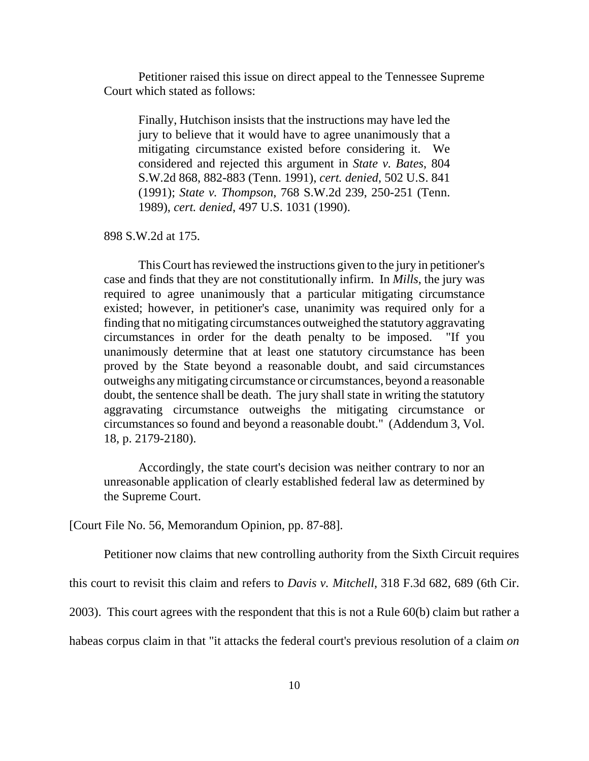Petitioner raised this issue on direct appeal to the Tennessee Supreme Court which stated as follows:

> Finally, Hutchison insists that the instructions may have led the jury to believe that it would have to agree unanimously that a mitigating circumstance existed before considering it. We considered and rejected this argument in *State v. Bates*, 804 S.W.2d 868, 882-883 (Tenn. 1991), *cert. denied*, 502 U.S. 841 (1991); *State v. Thompson*, 768 S.W.2d 239, 250-251 (Tenn. 1989), *cert. denied*, 497 U.S. 1031 (1990).

898 S.W.2d at 175.

This Court has reviewed the instructions given to the jury in petitioner's case and finds that they are not constitutionally infirm. In *Mills*, the jury was required to agree unanimously that a particular mitigating circumstance existed; however, in petitioner's case, unanimity was required only for a finding that no mitigating circumstances outweighed the statutory aggravating circumstances in order for the death penalty to be imposed. "If you unanimously determine that at least one statutory circumstance has been proved by the State beyond a reasonable doubt, and said circumstances outweighs any mitigating circumstance or circumstances, beyond a reasonable doubt, the sentence shall be death. The jury shall state in writing the statutory aggravating circumstance outweighs the mitigating circumstance or circumstances so found and beyond a reasonable doubt." (Addendum 3, Vol. 18, p. 2179-2180).

Accordingly, the state court's decision was neither contrary to nor an unreasonable application of clearly established federal law as determined by the Supreme Court.

[Court File No. 56, Memorandum Opinion, pp. 87-88].

Petitioner now claims that new controlling authority from the Sixth Circuit requires this court to revisit this claim and refers to *Davis v. Mitchell*, 318 F.3d 682, 689 (6th Cir. 2003). This court agrees with the respondent that this is not a Rule 60(b) claim but rather a habeas corpus claim in that "it attacks the federal court's previous resolution of a claim *on*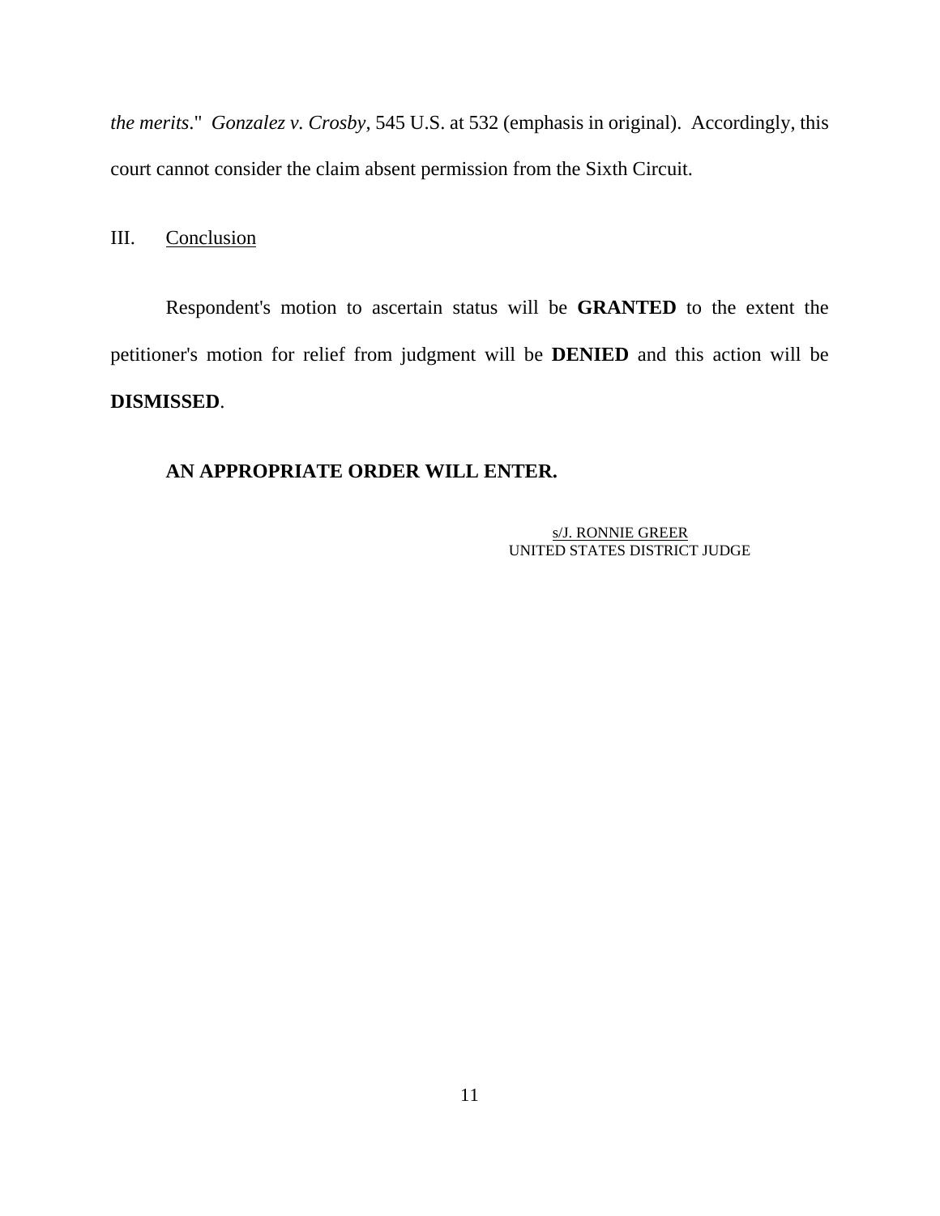*the merits*." *Gonzalez v. Crosby*, 545 U.S. at 532 (emphasis in original). Accordingly, this court cannot consider the claim absent permission from the Sixth Circuit.

III. Conclusion

Respondent's motion to ascertain status will be **GRANTED** to the extent the petitioner's motion for relief from judgment will be **DENIED** and this action will be **DISMISSED**.

**AN APPROPRIATE ORDER WILL ENTER.**

s/J. RONNIE GREER
UNITED STATES DISTRICT JUDGE